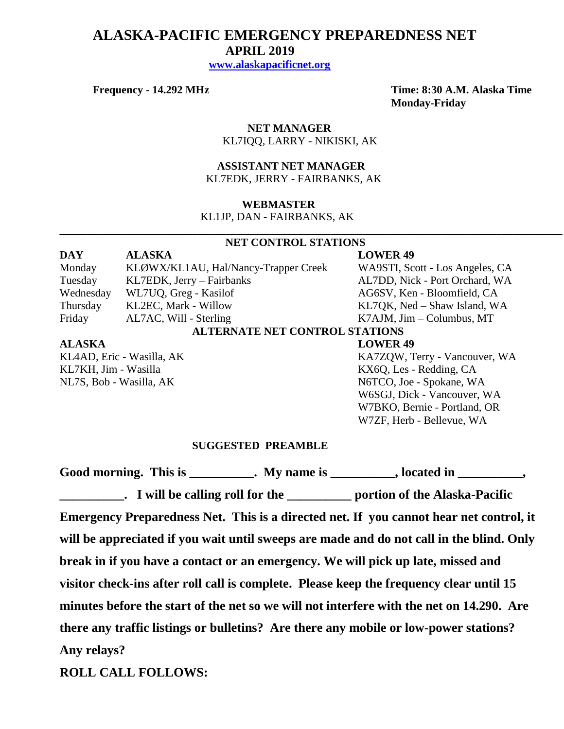# ALASKA-PACIFIC EMERGENCY PREPAREDNESS NET

## APRIL 2019

**www.alaskapacificnet.org**

**Frequency - 14.292 MHz**

**Time: 8:30 A.M. Alaska Time Monday-Friday**

**NET MANAGER**
KL7IQQ, LARRY - NIKISKI, AK

**ASSISTANT NET MANAGER**
KL7EDK, JERRY - FAIRBANKS, AK

**WEBMASTER**
KL1JP, DAN - FAIRBANKS, AK

---

### NET CONTROL STATIONS

| DAY | ALASKA | LOWER 49 |
|---|---|---|
| Monday | KLØWX/KL1AU, Hal/Nancy-Trapper Creek | WA9STI, Scott - Los Angeles, CA |
| Tuesday | KL7EDK, Jerry – Fairbanks | AL7DD, Nick - Port Orchard, WA |
| Wednesday | WL7UQ, Greg - Kasilof | AG6SV, Ken - Bloomfield, CA |
| Thursday | KL2EC, Mark - Willow | KL7QK, Ned – Shaw Island, WA |
| Friday | AL7AC, Will - Sterling | K7AJM, Jim – Columbus, MT |

### ALTERNATE NET CONTROL STATIONS

| ALASKA | LOWER 49 |
|---|---|
| KL4AD, Eric - Wasilla, AK | KA7ZQW, Terry - Vancouver, WA |
| KL7KH, Jim - Wasilla | KX6Q, Les - Redding, CA |
| NL7S, Bob - Wasilla, AK | N6TCO, Joe - Spokane, WA |
| | W6SGJ, Dick - Vancouver, WA |
| | W7BKO, Bernie - Portland, OR |
| | W7ZF, Herb - Bellevue, WA |

### SUGGESTED PREAMBLE

**Good morning. This is __________. My name is __________, located in __________, __________. I will be calling roll for the __________ portion of the Alaska-Pacific Emergency Preparedness Net. This is a directed net. If you cannot hear net control, it will be appreciated if you wait until sweeps are made and do not call in the blind. Only break in if you have a contact or an emergency. We will pick up late, missed and visitor check-ins after roll call is complete. Please keep the frequency clear until 15 minutes before the start of the net so we will not interfere with the net on 14.290. Are there any traffic listings or bulletins? Are there any mobile or low-power stations? Any relays?**

**ROLL CALL FOLLOWS:**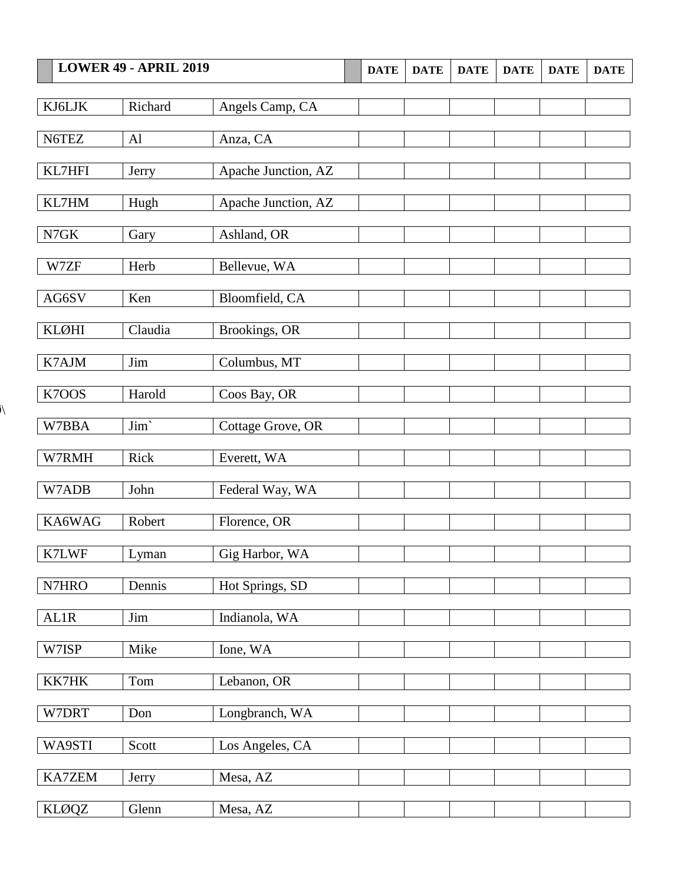| LOWER 49 - APRIL 2019 | | | DATE | DATE | DATE | DATE | DATE | DATE |
|---|---|---|---|---|---|---|---|---|
| KJ6LJK | Richard | Angels Camp, CA | | | | | | |
| N6TEZ | Al | Anza, CA | | | | | | |
| KL7HFI | Jerry | Apache Junction, AZ | | | | | | |
| KL7HM | Hugh | Apache Junction, AZ | | | | | | |
| N7GK | Gary | Ashland, OR | | | | | | |
| W7ZF | Herb | Bellevue, WA | | | | | | |
| AG6SV | Ken | Bloomfield, CA | | | | | | |
| KLØHI | Claudia | Brookings, OR | | | | | | |
| K7AJM | Jim | Columbus, MT | | | | | | |
| K7OOS | Harold | Coos Bay, OR | | | | | | |
| W7BBA | Jim` | Cottage Grove, OR | | | | | | |
| W7RMH | Rick | Everett, WA | | | | | | |
| W7ADB | John | Federal Way, WA | | | | | | |
| KA6WAG | Robert | Florence, OR | | | | | | |
| K7LWF | Lyman | Gig Harbor, WA | | | | | | |
| N7HRO | Dennis | Hot Springs, SD | | | | | | |
| AL1R | Jim | Indianola, WA | | | | | | |
| W7ISP | Mike | Ione, WA | | | | | | |
| KK7HK | Tom | Lebanon, OR | | | | | | |
| W7DRT | Don | Longbranch, WA | | | | | | |
| WA9STI | Scott | Los Angeles, CA | | | | | | |
| KA7ZEM | Jerry | Mesa, AZ | | | | | | |
| KLØQZ | Glenn | Mesa, AZ | | | | | | |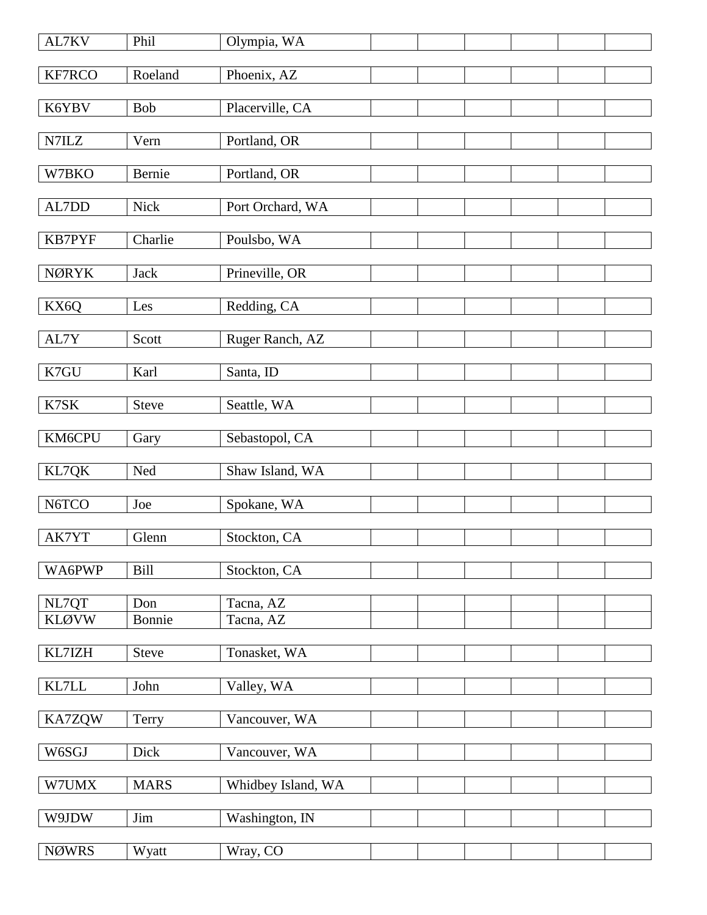| | | | | | | | |
|---|---|---|---|---|---|---|---|
| AL7KV | Phil | Olympia, WA | | | | | |
| KF7RCO | Roeland | Phoenix, AZ | | | | | |
| K6YBV | Bob | Placerville, CA | | | | | |
| N7ILZ | Vern | Portland, OR | | | | | |
| W7BKO | Bernie | Portland, OR | | | | | |
| AL7DD | Nick | Port Orchard, WA | | | | | |
| KB7PYF | Charlie | Poulsbo, WA | | | | | |
| NØRYK | Jack | Prineville, OR | | | | | |
| KX6Q | Les | Redding, CA | | | | | |
| AL7Y | Scott | Ruger Ranch, AZ | | | | | |
| K7GU | Karl | Santa, ID | | | | | |
| K7SK | Steve | Seattle, WA | | | | | |
| KM6CPU | Gary | Sebastopol, CA | | | | | |
| KL7QK | Ned | Shaw Island, WA | | | | | |
| N6TCO | Joe | Spokane, WA | | | | | |
| AK7YT | Glenn | Stockton, CA | | | | | |
| WA6PWP | Bill | Stockton, CA | | | | | |
| NL7QT | Don | Tacna, AZ | | | | | |
| KLØVW | Bonnie | Tacna, AZ | | | | | |
| KL7IZH | Steve | Tonasket, WA | | | | | |
| KL7LL | John | Valley, WA | | | | | |
| KA7ZQW | Terry | Vancouver, WA | | | | | |
| W6SGJ | Dick | Vancouver, WA | | | | | |
| W7UMX | MARS | Whidbey Island, WA | | | | | |
| W9JDW | Jim | Washington, IN | | | | | |
| NØWRS | Wyatt | Wray, CO | | | | | |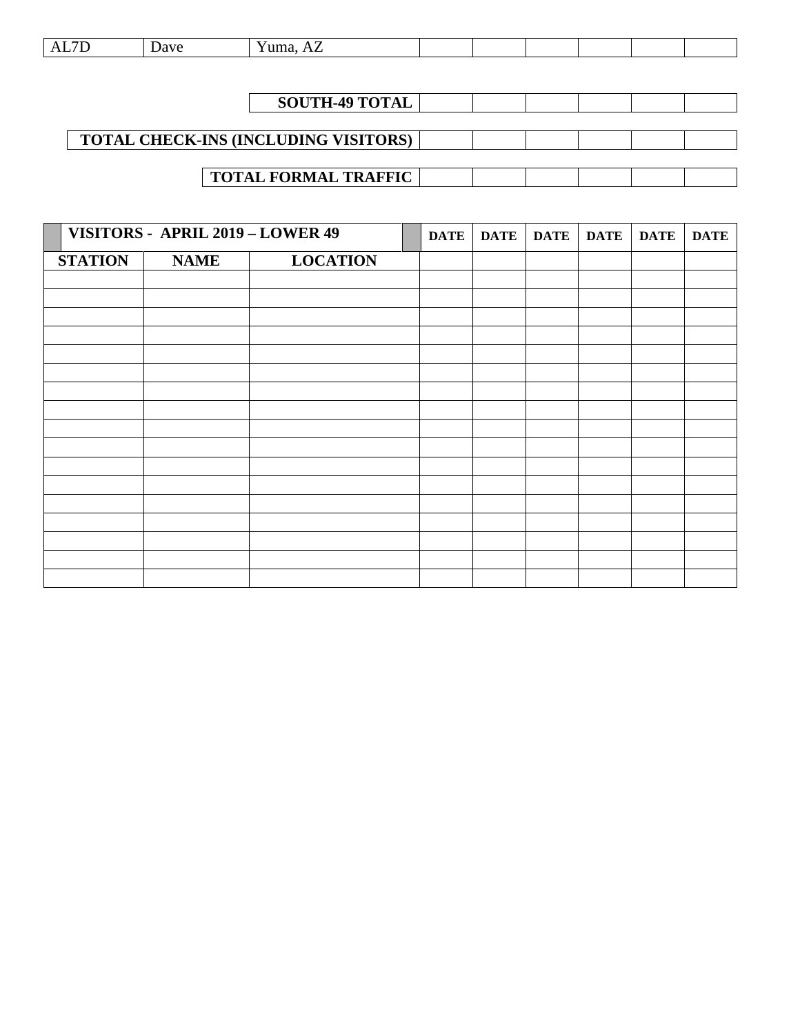| AL7D | Dave | Yuma, AZ | | | | | | |
|---|---|---|---|---|---|---|---|---|

| | | **SOUTH-49 TOTAL** | | | | | | |
|---|---|---|---|---|---|---|---|---|
| | | **TOTAL CHECK-INS (INCLUDING VISITORS)** | | | | | | |
| | | **TOTAL FORMAL TRAFFIC** | | | | | | |

| **VISITORS - APRIL 2019 – LOWER 49** | | | **DATE** | **DATE** | **DATE** | **DATE** | **DATE** | **DATE** |
|---|---|---|---|---|---|---|---|---|
| **STATION** | **NAME** | **LOCATION** | | | | | | |
| | | | | | | | | |
| | | | | | | | | |
| | | | | | | | | |
| | | | | | | | | |
| | | | | | | | | |
| | | | | | | | | |
| | | | | | | | | |
| | | | | | | | | |
| | | | | | | | | |
| | | | | | | | | |
| | | | | | | | | |
| | | | | | | | | |
| | | | | | | | | |
| | | | | | | | | |
| | | | | | | | | |
| | | | | | | | | |
| | | | | | | | | |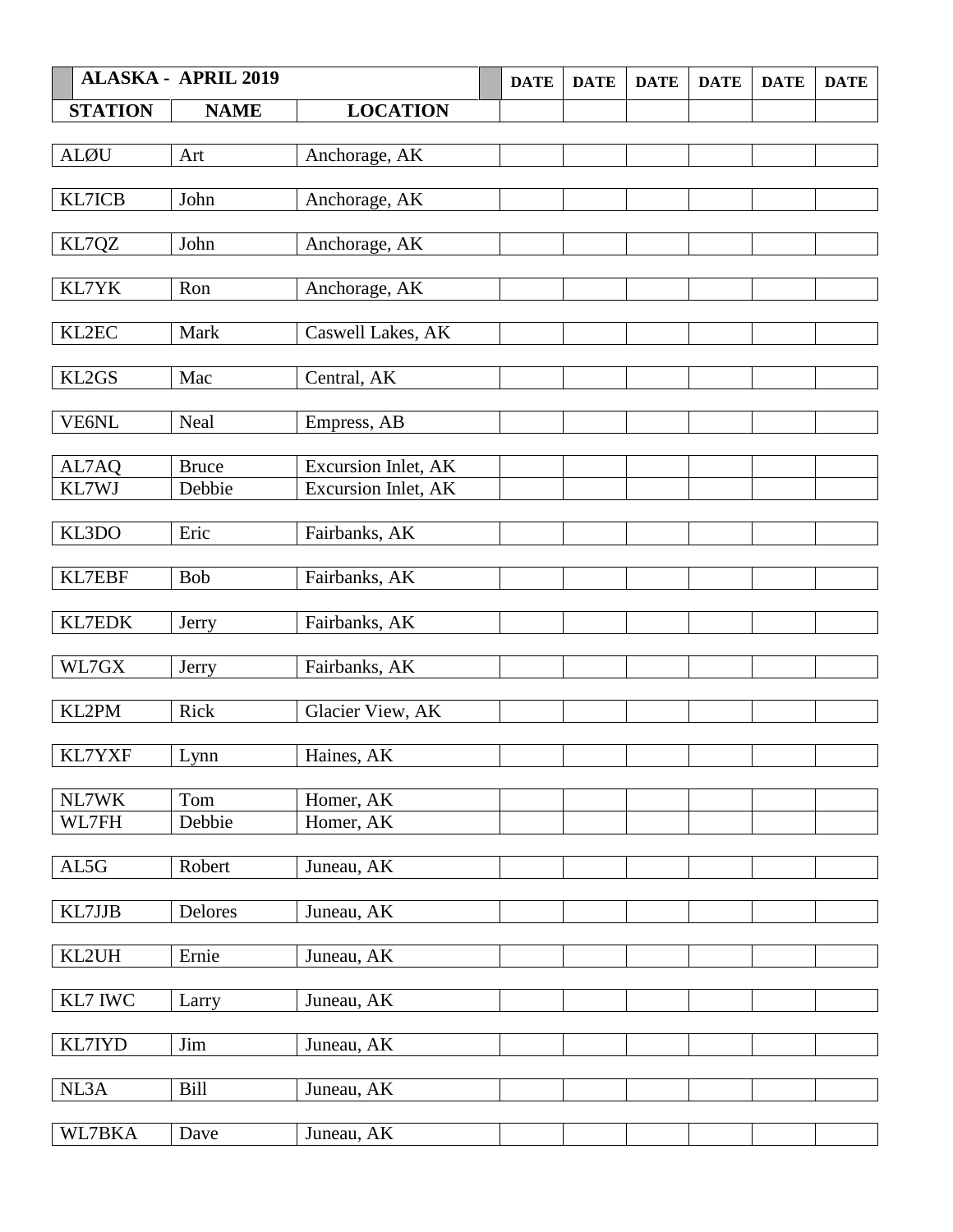| ALASKA - APRIL 2019 | | | DATE | DATE | DATE | DATE | DATE | DATE |
|---|---|---|---|---|---|---|---|---|
| **STATION** | **NAME** | **LOCATION** | | | | | | |
| ALØU | Art | Anchorage, AK | | | | | | |
| KL7ICB | John | Anchorage, AK | | | | | | |
| KL7QZ | John | Anchorage, AK | | | | | | |
| KL7YK | Ron | Anchorage, AK | | | | | | |
| KL2EC | Mark | Caswell Lakes, AK | | | | | | |
| KL2GS | Mac | Central, AK | | | | | | |
| VE6NL | Neal | Empress, AB | | | | | | |
| AL7AQ | Bruce | Excursion Inlet, AK | | | | | | |
| KL7WJ | Debbie | Excursion Inlet, AK | | | | | | |
| KL3DO | Eric | Fairbanks, AK | | | | | | |
| KL7EBF | Bob | Fairbanks, AK | | | | | | |
| KL7EDK | Jerry | Fairbanks, AK | | | | | | |
| WL7GX | Jerry | Fairbanks, AK | | | | | | |
| KL2PM | Rick | Glacier View, AK | | | | | | |
| KL7YXF | Lynn | Haines, AK | | | | | | |
| NL7WK | Tom | Homer, AK | | | | | | |
| WL7FH | Debbie | Homer, AK | | | | | | |
| AL5G | Robert | Juneau, AK | | | | | | |
| KL7JJB | Delores | Juneau, AK | | | | | | |
| KL2UH | Ernie | Juneau, AK | | | | | | |
| KL7 IWC | Larry | Juneau, AK | | | | | | |
| KL7IYD | Jim | Juneau, AK | | | | | | |
| NL3A | Bill | Juneau, AK | | | | | | |
| WL7BKA | Dave | Juneau, AK | | | | | | |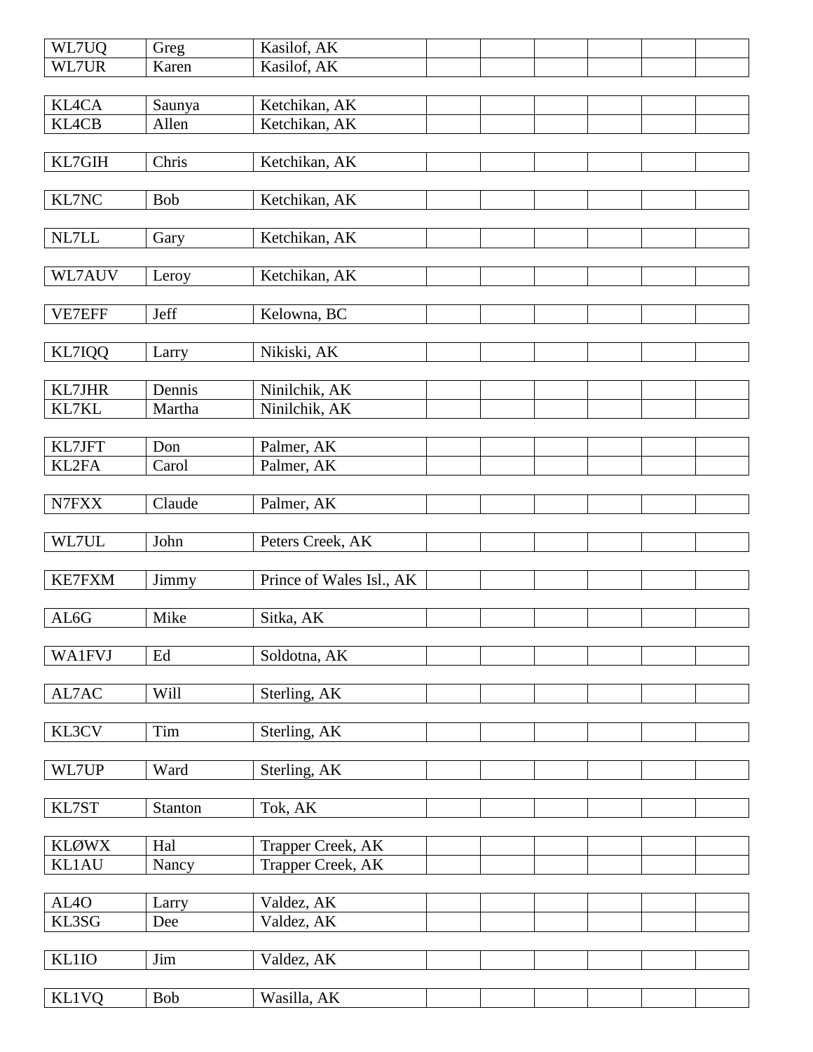| | | | | | | | |
|---|---|---|---|---|---|---|---|
| WL7UQ | Greg | Kasilof, AK | | | | | |
| WL7UR | Karen | Kasilof, AK | | | | | |

| | | | | | | | |
|---|---|---|---|---|---|---|---|
| KL4CA | Saunya | Ketchikan, AK | | | | | |
| KL4CB | Allen | Ketchikan, AK | | | | | |

| | | | | | | | |
|---|---|---|---|---|---|---|---|
| KL7GIH | Chris | Ketchikan, AK | | | | | |

| | | | | | | | |
|---|---|---|---|---|---|---|---|
| KL7NC | Bob | Ketchikan, AK | | | | | |

| | | | | | | | |
|---|---|---|---|---|---|---|---|
| NL7LL | Gary | Ketchikan, AK | | | | | |

| | | | | | | | |
|---|---|---|---|---|---|---|---|
| WL7AUV | Leroy | Ketchikan, AK | | | | | |

| | | | | | | | |
|---|---|---|---|---|---|---|---|
| VE7EFF | Jeff | Kelowna, BC | | | | | |

| | | | | | | | |
|---|---|---|---|---|---|---|---|
| KL7IQQ | Larry | Nikiski, AK | | | | | |

| | | | | | | | |
|---|---|---|---|---|---|---|---|
| KL7JHR | Dennis | Ninilchik, AK | | | | | |
| KL7KL | Martha | Ninilchik, AK | | | | | |

| | | | | | | | |
|---|---|---|---|---|---|---|---|
| KL7JFT | Don | Palmer, AK | | | | | |
| KL2FA | Carol | Palmer, AK | | | | | |

| | | | | | | | |
|---|---|---|---|---|---|---|---|
| N7FXX | Claude | Palmer, AK | | | | | |

| | | | | | | | |
|---|---|---|---|---|---|---|---|
| WL7UL | John | Peters Creek, AK | | | | | |

| | | | | | | | |
|---|---|---|---|---|---|---|---|
| KE7FXM | Jimmy | Prince of Wales Isl., AK | | | | | |

| | | | | | | | |
|---|---|---|---|---|---|---|---|
| AL6G | Mike | Sitka, AK | | | | | |

| | | | | | | | |
|---|---|---|---|---|---|---|---|
| WA1FVJ | Ed | Soldotna, AK | | | | | |

| | | | | | | | |
|---|---|---|---|---|---|---|---|
| AL7AC | Will | Sterling, AK | | | | | |

| | | | | | | | |
|---|---|---|---|---|---|---|---|
| KL3CV | Tim | Sterling, AK | | | | | |

| | | | | | | | |
|---|---|---|---|---|---|---|---|
| WL7UP | Ward | Sterling, AK | | | | | |

| | | | | | | | |
|---|---|---|---|---|---|---|---|
| KL7ST | Stanton | Tok, AK | | | | | |

| | | | | | | | |
|---|---|---|---|---|---|---|---|
| KLØWX | Hal | Trapper Creek, AK | | | | | |
| KL1AU | Nancy | Trapper Creek, AK | | | | | |

| | | | | | | | |
|---|---|---|---|---|---|---|---|
| AL4O | Larry | Valdez, AK | | | | | |
| KL3SG | Dee | Valdez, AK | | | | | |

| | | | | | | | |
|---|---|---|---|---|---|---|---|
| KL1IO | Jim | Valdez, AK | | | | | |

| | | | | | | | |
|---|---|---|---|---|---|---|---|
| KL1VQ | Bob | Wasilla, AK | | | | | |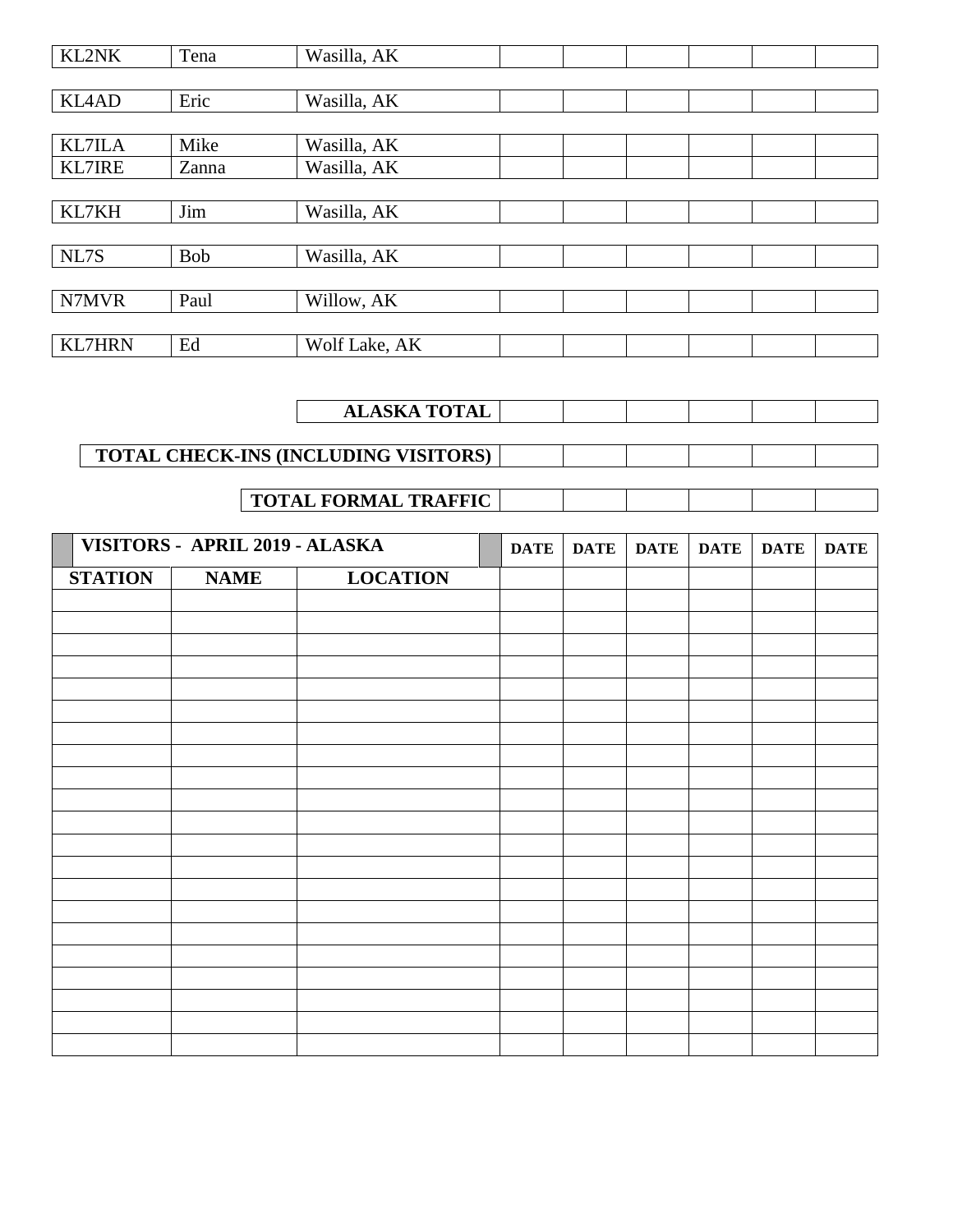| | | | | | | | | |
|---|---|---|---|---|---|---|---|---|
| KL2NK | Tena | Wasilla, AK | | | | | | |
| KL4AD | Eric | Wasilla, AK | | | | | | |
| KL7ILA | Mike | Wasilla, AK | | | | | | |
| KL7IRE | Zanna | Wasilla, AK | | | | | | |
| KL7KH | Jim | Wasilla, AK | | | | | | |
| NL7S | Bob | Wasilla, AK | | | | | | |
| N7MVR | Paul | Willow, AK | | | | | | |
| KL7HRN | Ed | Wolf Lake, AK | | | | | | |

| | | | | | | |
|---|---|---|---|---|---|---|
| **ALASKA TOTAL** | | | | | | |
| **TOTAL CHECK-INS (INCLUDING VISITORS)** | | | | | | |
| **TOTAL FORMAL TRAFFIC** | | | | | | |

| **VISITORS - APRIL 2019 - ALASKA** | | | **DATE** | **DATE** | **DATE** | **DATE** | **DATE** | **DATE** |
|---|---|---|---|---|---|---|---|---|
| **STATION** | **NAME** | **LOCATION** | | | | | | |
| | | | | | | | | |
| | | | | | | | | |
| | | | | | | | | |
| | | | | | | | | |
| | | | | | | | | |
| | | | | | | | | |
| | | | | | | | | |
| | | | | | | | | |
| | | | | | | | | |
| | | | | | | | | |
| | | | | | | | | |
| | | | | | | | | |
| | | | | | | | | |
| | | | | | | | | |
| | | | | | | | | |
| | | | | | | | | |
| | | | | | | | | |
| | | | | | | | | |
| | | | | | | | | |
| | | | | | | | | |
| | | | | | | | | |